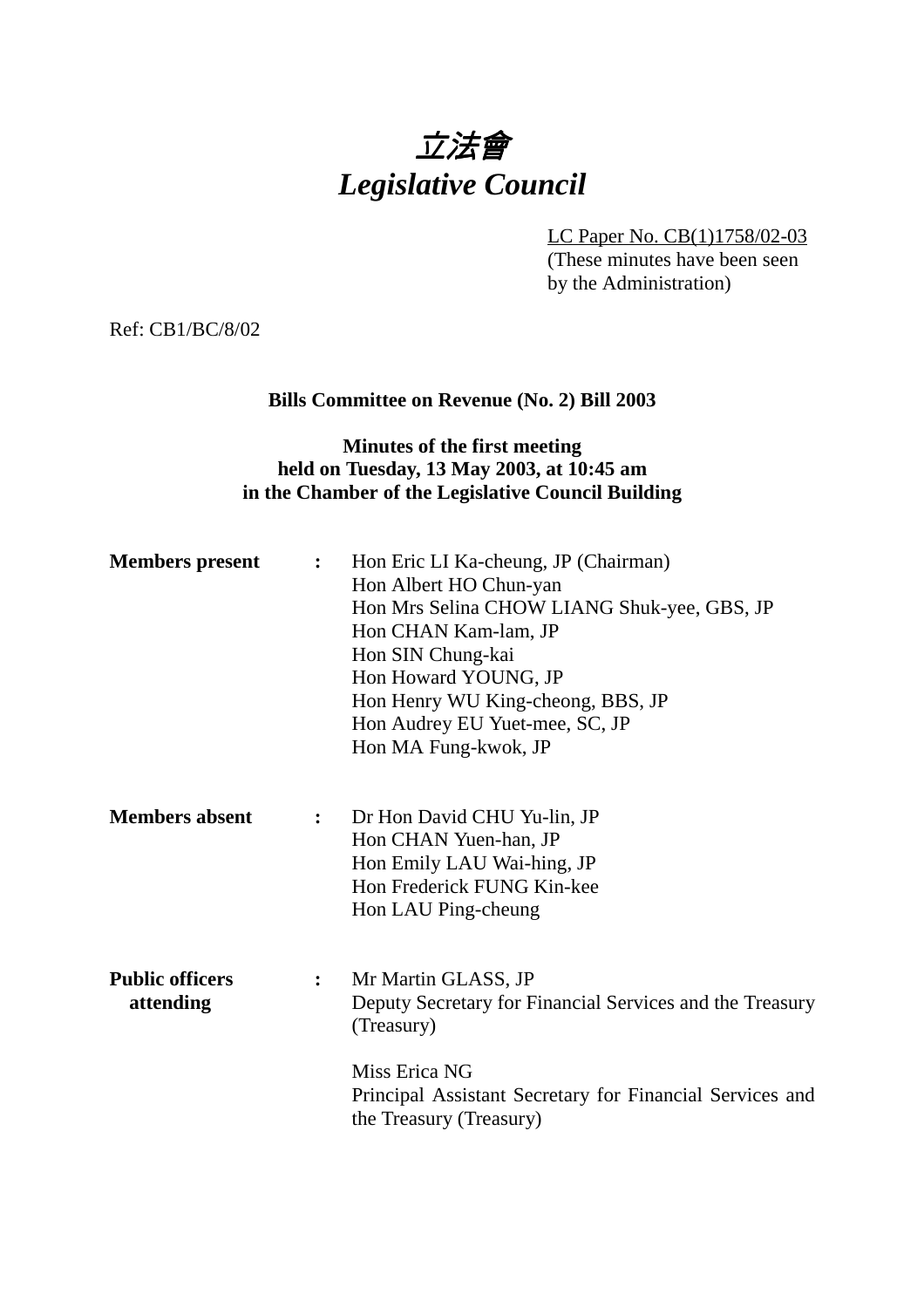# *立法會*
# *Legislative Council*

LC Paper No. CB(1)1758/02-03
(These minutes have been seen by the Administration)

Ref: CB1/BC/8/02

**Bills Committee on Revenue (No. 2) Bill 2003**

**Minutes of the first meeting held on Tuesday, 13 May 2003, at 10:45 am in the Chamber of the Legislative Council Building**

**Members present** :
Hon Eric LI Ka-cheung, JP (Chairman)
Hon Albert HO Chun-yan
Hon Mrs Selina CHOW LIANG Shuk-yee, GBS, JP
Hon CHAN Kam-lam, JP
Hon SIN Chung-kai
Hon Howard YOUNG, JP
Hon Henry WU King-cheong, BBS, JP
Hon Audrey EU Yuet-mee, SC, JP
Hon MA Fung-kwok, JP

**Members absent** :
Dr Hon David CHU Yu-lin, JP
Hon CHAN Yuen-han, JP
Hon Emily LAU Wai-hing, JP
Hon Frederick FUNG Kin-kee
Hon LAU Ping-cheung

**Public officers attending** :
Mr Martin GLASS, JP
Deputy Secretary for Financial Services and the Treasury (Treasury)

Miss Erica NG
Principal Assistant Secretary for Financial Services and the Treasury (Treasury)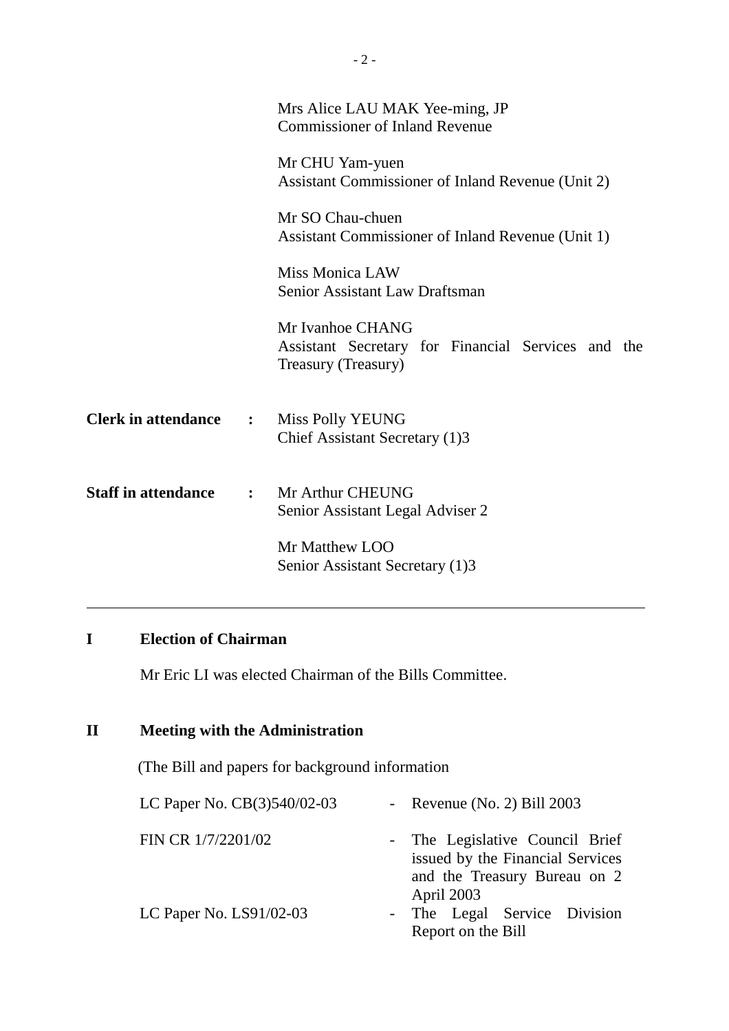Mrs Alice LAU MAK Yee-ming, JP
Commissioner of Inland Revenue

Mr CHU Yam-yuen
Assistant Commissioner of Inland Revenue (Unit 2)

Mr SO Chau-chuen
Assistant Commissioner of Inland Revenue (Unit 1)

Miss Monica LAW
Senior Assistant Law Draftsman

Mr Ivanhoe CHANG
Assistant Secretary for Financial Services and the Treasury (Treasury)

**Clerk in attendance :** Miss Polly YEUNG
Chief Assistant Secretary (1)3

**Staff in attendance :** Mr Arthur CHEUNG
Senior Assistant Legal Adviser 2

Mr Matthew LOO
Senior Assistant Secretary (1)3

---

## I Election of Chairman

Mr Eric LI was elected Chairman of the Bills Committee.

## II Meeting with the Administration

(The Bill and papers for background information

| | | |
|---|---|---|
| LC Paper No. CB(3)540/02-03 | - | Revenue (No. 2) Bill 2003 |
| FIN CR 1/7/2201/02 | - | The Legislative Council Brief issued by the Financial Services and the Treasury Bureau on 2 April 2003 |
| LC Paper No. LS91/02-03 | - | The Legal Service Division Report on the Bill |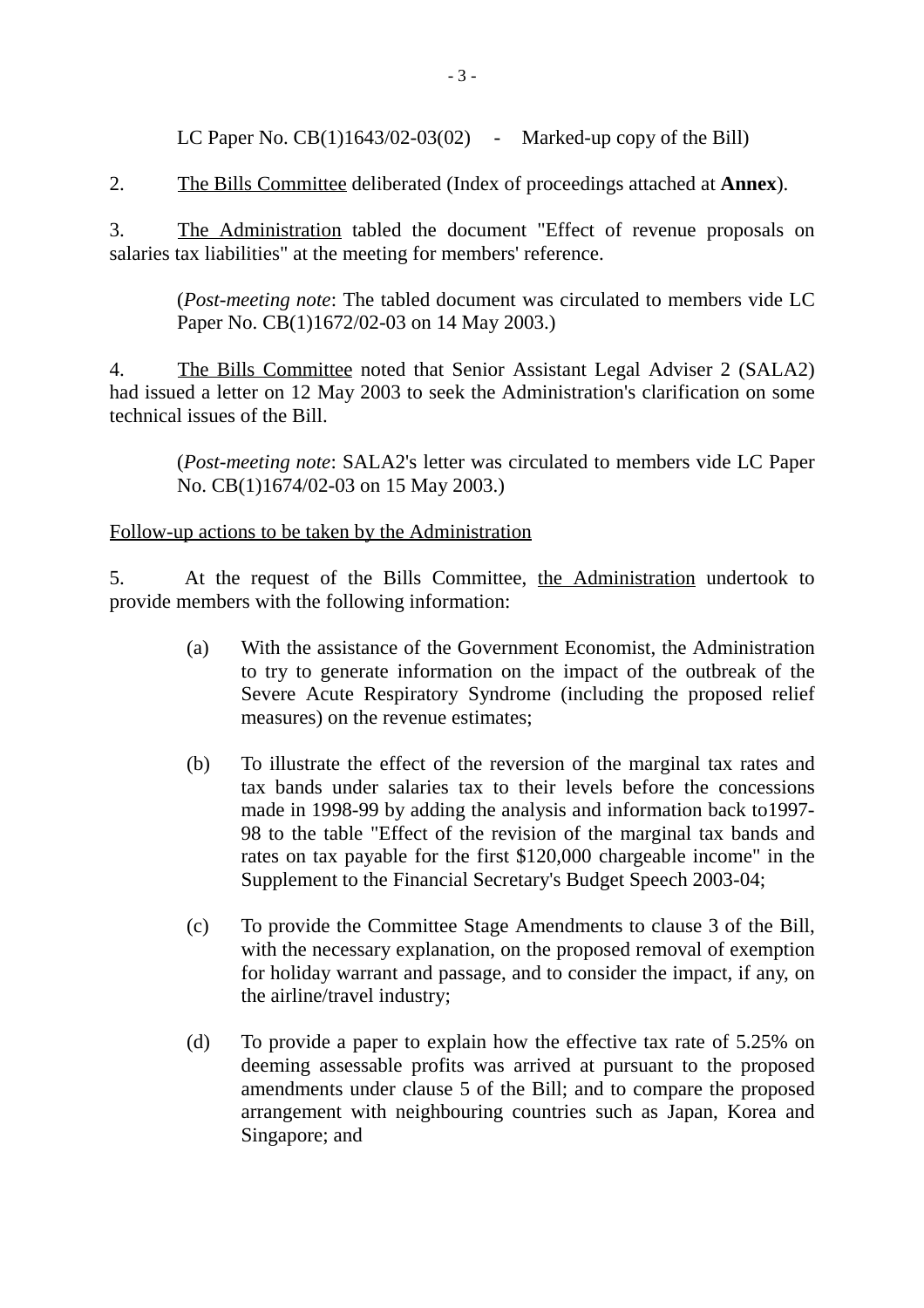LC Paper No. CB(1)1643/02-03(02) - Marked-up copy of the Bill)

2. The Bills Committee deliberated (Index of proceedings attached at **Annex**).

3. The Administration tabled the document "Effect of revenue proposals on salaries tax liabilities" at the meeting for members' reference.

> (*Post-meeting note*: The tabled document was circulated to members vide LC Paper No. CB(1)1672/02-03 on 14 May 2003.)

4. The Bills Committee noted that Senior Assistant Legal Adviser 2 (SALA2) had issued a letter on 12 May 2003 to seek the Administration's clarification on some technical issues of the Bill.

> (*Post-meeting note*: SALA2's letter was circulated to members vide LC Paper No. CB(1)1674/02-03 on 15 May 2003.)

Follow-up actions to be taken by the Administration

5. At the request of the Bills Committee, the Administration undertook to provide members with the following information:

(a) With the assistance of the Government Economist, the Administration to try to generate information on the impact of the outbreak of the Severe Acute Respiratory Syndrome (including the proposed relief measures) on the revenue estimates;

(b) To illustrate the effect of the reversion of the marginal tax rates and tax bands under salaries tax to their levels before the concessions made in 1998-99 by adding the analysis and information back to1997-98 to the table "Effect of the revision of the marginal tax bands and rates on tax payable for the first $120,000 chargeable income" in the Supplement to the Financial Secretary's Budget Speech 2003-04;

(c) To provide the Committee Stage Amendments to clause 3 of the Bill, with the necessary explanation, on the proposed removal of exemption for holiday warrant and passage, and to consider the impact, if any, on the airline/travel industry;

(d) To provide a paper to explain how the effective tax rate of 5.25% on deeming assessable profits was arrived at pursuant to the proposed amendments under clause 5 of the Bill; and to compare the proposed arrangement with neighbouring countries such as Japan, Korea and Singapore; and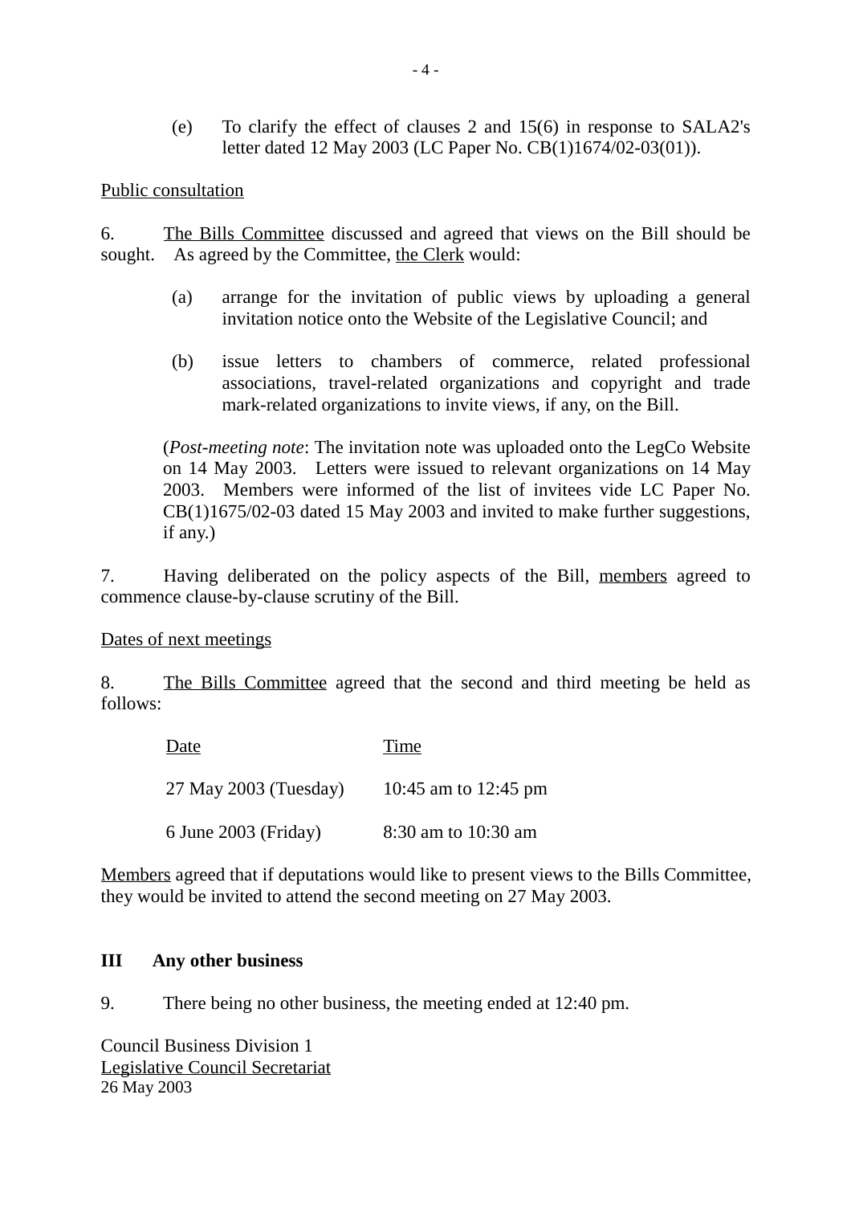(e) To clarify the effect of clauses 2 and 15(6) in response to SALA2's letter dated 12 May 2003 (LC Paper No. CB(1)1674/02-03(01)).

Public consultation

6. The Bills Committee discussed and agreed that views on the Bill should be sought. As agreed by the Committee, the Clerk would:

(a) arrange for the invitation of public views by uploading a general invitation notice onto the Website of the Legislative Council; and

(b) issue letters to chambers of commerce, related professional associations, travel-related organizations and copyright and trade mark-related organizations to invite views, if any, on the Bill.

(*Post-meeting note*: The invitation note was uploaded onto the LegCo Website on 14 May 2003. Letters were issued to relevant organizations on 14 May 2003. Members were informed of the list of invitees vide LC Paper No. CB(1)1675/02-03 dated 15 May 2003 and invited to make further suggestions, if any.)

7. Having deliberated on the policy aspects of the Bill, members agreed to commence clause-by-clause scrutiny of the Bill.

Dates of next meetings

8. The Bills Committee agreed that the second and third meeting be held as follows:

| Date | Time |
|---|---|
| 27 May 2003 (Tuesday) | 10:45 am to 12:45 pm |
| 6 June 2003 (Friday) | 8:30 am to 10:30 am |

Members agreed that if deputations would like to present views to the Bills Committee, they would be invited to attend the second meeting on 27 May 2003.

## III Any other business

9. There being no other business, the meeting ended at 12:40 pm.

Council Business Division 1
Legislative Council Secretariat
26 May 2003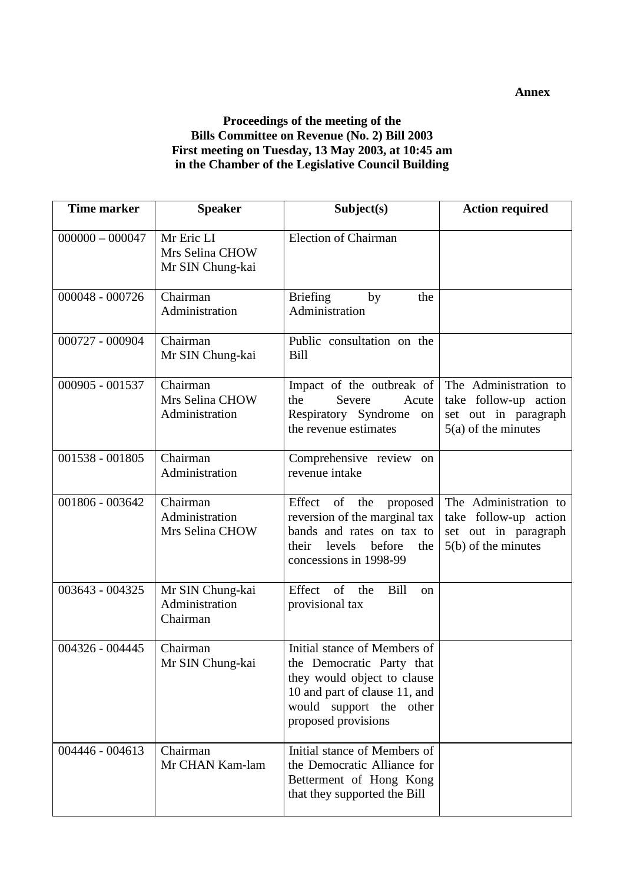**Annex**

**Proceedings of the meeting of the**
**Bills Committee on Revenue (No. 2) Bill 2003**
**First meeting on Tuesday, 13 May 2003, at 10:45 am**
**in the Chamber of the Legislative Council Building**

| Time marker | Speaker | Subject(s) | Action required |
|---|---|---|---|
| 000000 – 000047 | Mr Eric LI<br>Mrs Selina CHOW<br>Mr SIN Chung-kai | Election of Chairman | |
| 000048 - 000726 | Chairman<br>Administration | Briefing by the Administration | |
| 000727 - 000904 | Chairman<br>Mr SIN Chung-kai | Public consultation on the Bill | |
| 000905 - 001537 | Chairman<br>Mrs Selina CHOW<br>Administration | Impact of the outbreak of the Severe Acute Respiratory Syndrome on the revenue estimates | The Administration to take follow-up action set out in paragraph 5(a) of the minutes |
| 001538 - 001805 | Chairman<br>Administration | Comprehensive review on revenue intake | |
| 001806 - 003642 | Chairman<br>Administration<br>Mrs Selina CHOW | Effect of the proposed reversion of the marginal tax bands and rates on tax to their levels before the concessions in 1998-99 | The Administration to take follow-up action set out in paragraph 5(b) of the minutes |
| 003643 - 004325 | Mr SIN Chung-kai<br>Administration<br>Chairman | Effect of the Bill on provisional tax | |
| 004326 - 004445 | Chairman<br>Mr SIN Chung-kai | Initial stance of Members of the Democratic Party that they would object to clause 10 and part of clause 11, and would support the other proposed provisions | |
| 004446 - 004613 | Chairman<br>Mr CHAN Kam-lam | Initial stance of Members of the Democratic Alliance for Betterment of Hong Kong that they supported the Bill | |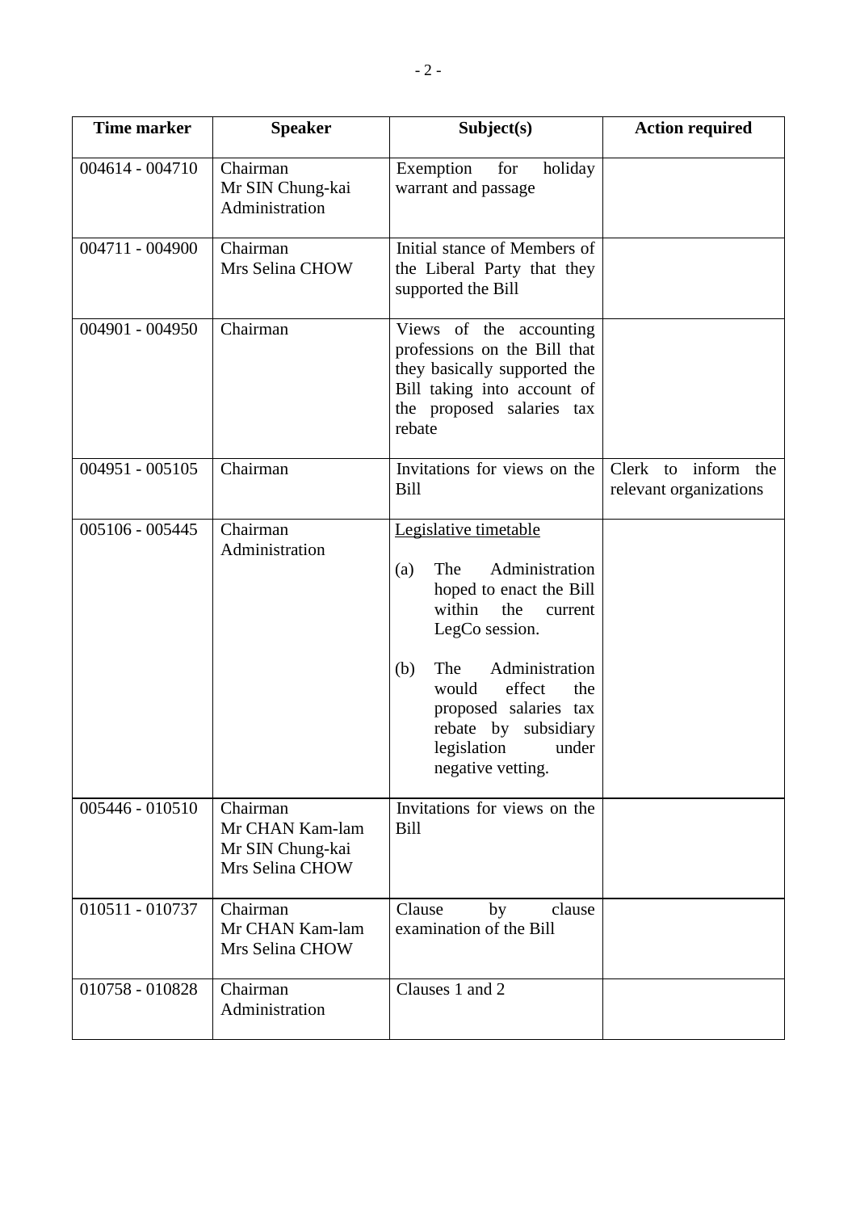| Time marker | Speaker | Subject(s) | Action required |
|---|---|---|---|
| 004614 - 004710 | Chairman<br>Mr SIN Chung-kai<br>Administration | Exemption for holiday warrant and passage | |
| 004711 - 004900 | Chairman<br>Mrs Selina CHOW | Initial stance of Members of the Liberal Party that they supported the Bill | |
| 004901 - 004950 | Chairman | Views of the accounting professions on the Bill that they basically supported the Bill taking into account of the proposed salaries tax rebate | |
| 004951 - 005105 | Chairman | Invitations for views on the Bill | Clerk to inform the relevant organizations |
| 005106 - 005445 | Chairman<br>Administration | <u>Legislative timetable</u><br><br>(a) The Administration hoped to enact the Bill within the current LegCo session.<br><br>(b) The Administration would effect the proposed salaries tax rebate by subsidiary legislation under negative vetting. | |
| 005446 - 010510 | Chairman<br>Mr CHAN Kam-lam<br>Mr SIN Chung-kai<br>Mrs Selina CHOW | Invitations for views on the Bill | |
| 010511 - 010737 | Chairman<br>Mr CHAN Kam-lam<br>Mrs Selina CHOW | Clause by clause examination of the Bill | |
| 010758 - 010828 | Chairman<br>Administration | Clauses 1 and 2 | |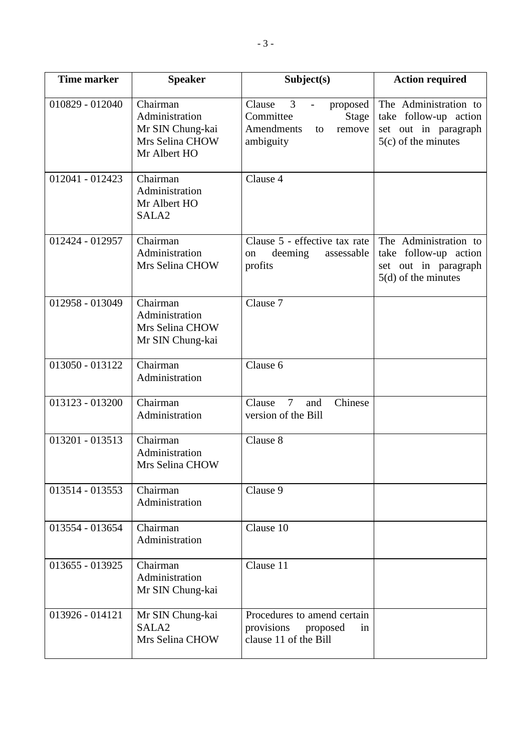| Time marker | Speaker | Subject(s) | Action required |
|---|---|---|---|
| 010829 - 012040 | Chairman<br>Administration<br>Mr SIN Chung-kai<br>Mrs Selina CHOW<br>Mr Albert HO | Clause 3 - proposed Committee Stage Amendments to remove ambiguity | The Administration to take follow-up action set out in paragraph 5(c) of the minutes |
| 012041 - 012423 | Chairman<br>Administration<br>Mr Albert HO<br>SALA2 | Clause 4 | |
| 012424 - 012957 | Chairman<br>Administration<br>Mrs Selina CHOW | Clause 5 - effective tax rate on deeming assessable profits | The Administration to take follow-up action set out in paragraph 5(d) of the minutes |
| 012958 - 013049 | Chairman<br>Administration<br>Mrs Selina CHOW<br>Mr SIN Chung-kai | Clause 7 | |
| 013050 - 013122 | Chairman<br>Administration | Clause 6 | |
| 013123 - 013200 | Chairman<br>Administration | Clause 7 and Chinese version of the Bill | |
| 013201 - 013513 | Chairman<br>Administration<br>Mrs Selina CHOW | Clause 8 | |
| 013514 - 013553 | Chairman<br>Administration | Clause 9 | |
| 013554 - 013654 | Chairman<br>Administration | Clause 10 | |
| 013655 - 013925 | Chairman<br>Administration<br>Mr SIN Chung-kai | Clause 11 | |
| 013926 - 014121 | Mr SIN Chung-kai<br>SALA2<br>Mrs Selina CHOW | Procedures to amend certain provisions proposed in clause 11 of the Bill | |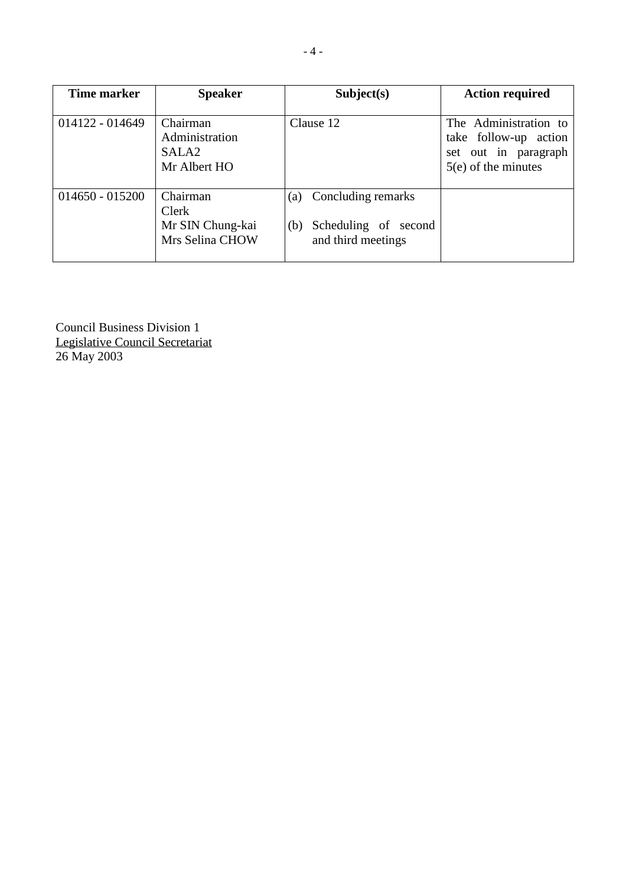| Time marker | Speaker | Subject(s) | Action required |
|---|---|---|---|
| 014122 - 014649 | Chairman<br>Administration<br>SALA2<br>Mr Albert HO | Clause 12 | The Administration to take follow-up action set out in paragraph 5(e) of the minutes |
| 014650 - 015200 | Chairman<br>Clerk<br>Mr SIN Chung-kai<br>Mrs Selina CHOW | (a) Concluding remarks<br>(b) Scheduling of second and third meetings | |

Council Business Division 1
Legislative Council Secretariat
26 May 2003